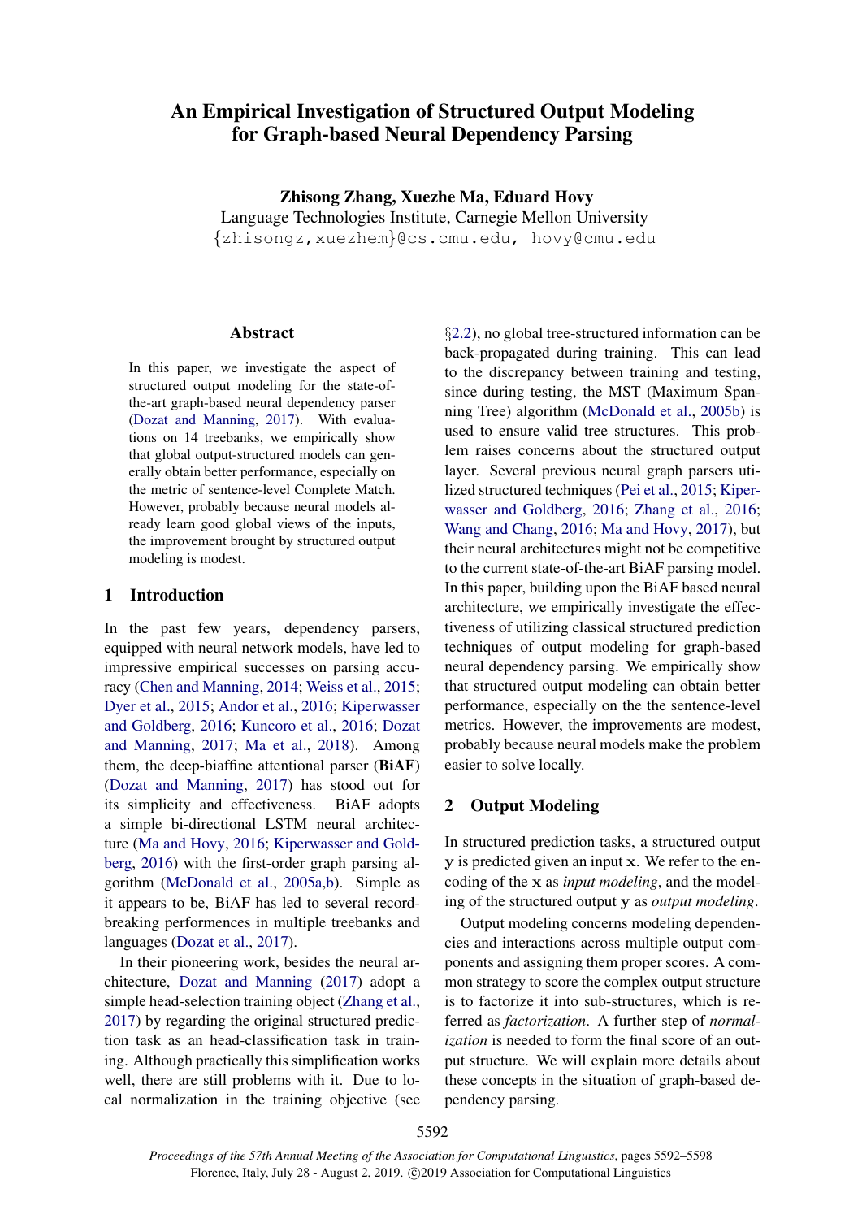# An Empirical Investigation of Structured Output Modeling for Graph-based Neural Dependency Parsing

**Zhisong Zhang, Xuezhe Ma, Eduard Hovy**
Language Technologies Institute, Carnegie Mellon University
{zhisongz,xuezhem}@cs.cmu.edu, hovy@cmu.edu

## Abstract

In this paper, we investigate the aspect of structured output modeling for the state-of-the-art graph-based neural dependency parser (Dozat and Manning, 2017). With evaluations on 14 treebanks, we empirically show that global output-structured models can generally obtain better performance, especially on the metric of sentence-level Complete Match. However, probably because neural models already learn good global views of the inputs, the improvement brought by structured output modeling is modest.

## 1 Introduction

In the past few years, dependency parsers, equipped with neural network models, have led to impressive empirical successes on parsing accuracy (Chen and Manning, 2014; Weiss et al., 2015; Dyer et al., 2015; Andor et al., 2016; Kiperwasser and Goldberg, 2016; Kuncoro et al., 2016; Dozat and Manning, 2017; Ma et al., 2018). Among them, the deep-biaffine attentional parser (**BiAF**) (Dozat and Manning, 2017) has stood out for its simplicity and effectiveness. BiAF adopts a simple bi-directional LSTM neural architecture (Ma and Hovy, 2016; Kiperwasser and Goldberg, 2016) with the first-order graph parsing algorithm (McDonald et al., 2005a,b). Simple as it appears to be, BiAF has led to several record-breaking performences in multiple treebanks and languages (Dozat et al., 2017).

In their pioneering work, besides the neural architecture, Dozat and Manning (2017) adopt a simple head-selection training object (Zhang et al., 2017) by regarding the original structured prediction task as an head-classification task in training. Although practically this simplification works well, there are still problems with it. Due to local normalization in the training objective (see §2.2), no global tree-structured information can be back-propagated during training. This can lead to the discrepancy between training and testing, since during testing, the MST (Maximum Spanning Tree) algorithm (McDonald et al., 2005b) is used to ensure valid tree structures. This problem raises concerns about the structured output layer. Several previous neural graph parsers utilized structured techniques (Pei et al., 2015; Kiperwasser and Goldberg, 2016; Zhang et al., 2016; Wang and Chang, 2016; Ma and Hovy, 2017), but their neural architectures might not be competitive to the current state-of-the-art BiAF parsing model. In this paper, building upon the BiAF based neural architecture, we empirically investigate the effectiveness of utilizing classical structured prediction techniques of output modeling for graph-based neural dependency parsing. We empirically show that structured output modeling can obtain better performance, especially on the the sentence-level metrics. However, the improvements are modest, probably because neural models make the problem easier to solve locally.

## 2 Output Modeling

In structured prediction tasks, a structured output $\mathbf{y}$ is predicted given an input $\mathbf{x}$. We refer to the encoding of the $\mathbf{x}$ as *input modeling*, and the modeling of the structured output $\mathbf{y}$ as *output modeling*.

Output modeling concerns modeling dependencies and interactions across multiple output components and assigning them proper scores. A common strategy to score the complex output structure is to factorize it into sub-structures, which is referred as *factorization*. A further step of *normalization* is needed to form the final score of an output structure. We will explain more details about these concepts in the situation of graph-based dependency parsing.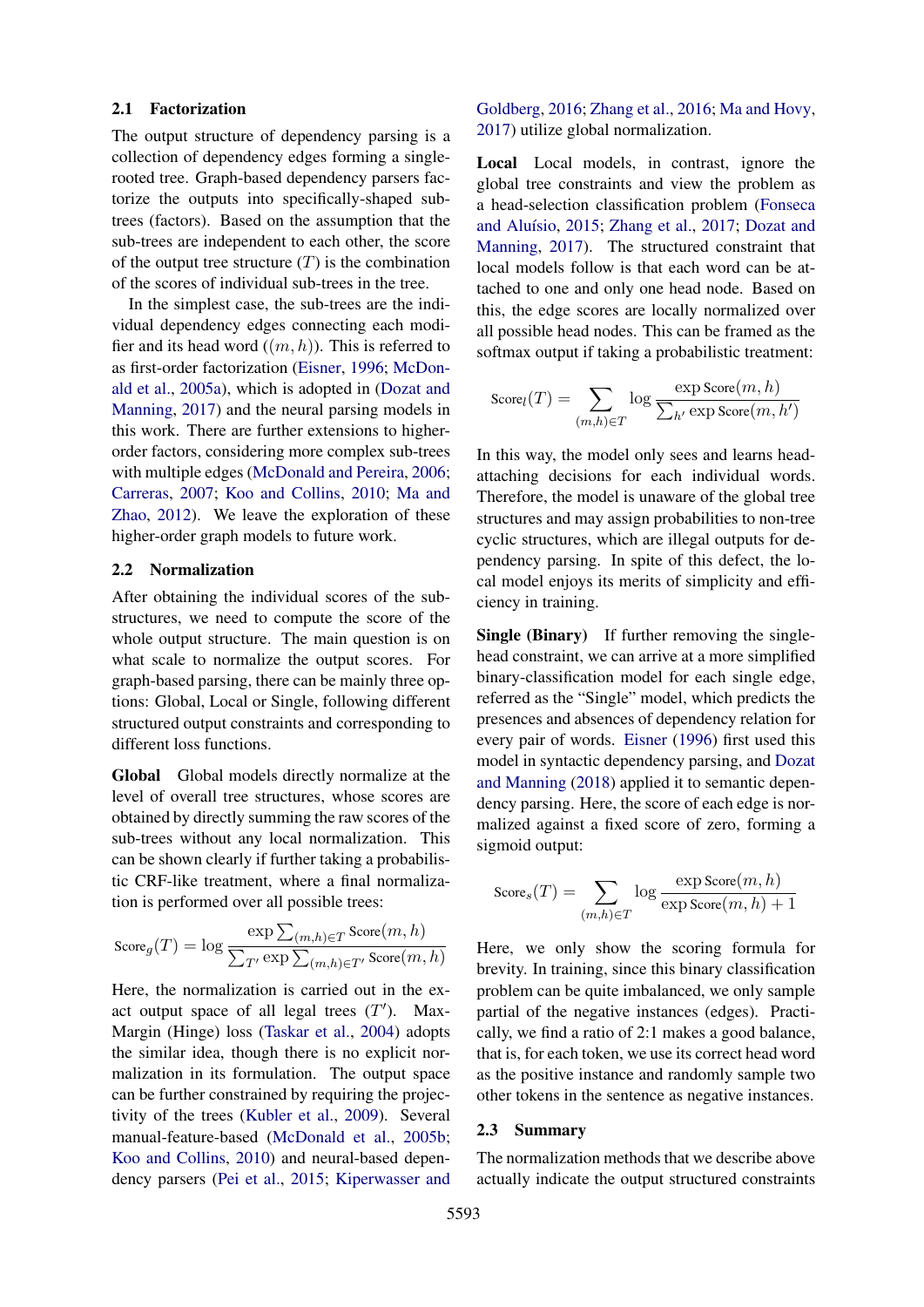### 2.1 Factorization

The output structure of dependency parsing is a collection of dependency edges forming a single-rooted tree. Graph-based dependency parsers factorize the outputs into specifically-shaped sub-trees (factors). Based on the assumption that the sub-trees are independent to each other, the score of the output tree structure ($T$) is the combination of the scores of individual sub-trees in the tree.

In the simplest case, the sub-trees are the individual dependency edges connecting each modifier and its head word ($(m, h)$). This is referred to as first-order factorization (Eisner, 1996; McDonald et al., 2005a), which is adopted in (Dozat and Manning, 2017) and the neural parsing models in this work. There are further extensions to higher-order factors, considering more complex sub-trees with multiple edges (McDonald and Pereira, 2006; Carreras, 2007; Koo and Collins, 2010; Ma and Zhao, 2012). We leave the exploration of these higher-order graph models to future work.

### 2.2 Normalization

After obtaining the individual scores of the sub-structures, we need to compute the score of the whole output structure. The main question is on what scale to normalize the output scores. For graph-based parsing, there can be mainly three options: Global, Local or Single, following different structured output constraints and corresponding to different loss functions.

**Global** Global models directly normalize at the level of overall tree structures, whose scores are obtained by directly summing the raw scores of the sub-trees without any local normalization. This can be shown clearly if further taking a probabilistic CRF-like treatment, where a final normalization is performed over all possible trees:

$$\text{Score}_g(T) = \log \frac{\exp \sum_{(m,h)\in T} \text{Score}(m, h)}{\sum_{T'} \exp \sum_{(m,h)\in T'} \text{Score}(m, h)}$$

Here, the normalization is carried out in the exact output space of all legal trees ($T'$). Max-Margin (Hinge) loss (Taskar et al., 2004) adopts the similar idea, though there is no explicit normalization in its formulation. The output space can be further constrained by requiring the projectivity of the trees (Kubler et al., 2009). Several manual-feature-based (McDonald et al., 2005b; Koo and Collins, 2010) and neural-based dependency parsers (Pei et al., 2015; Kiperwasser and Goldberg, 2016; Zhang et al., 2016; Ma and Hovy, 2017) utilize global normalization.

**Local** Local models, in contrast, ignore the global tree constraints and view the problem as a head-selection classification problem (Fonseca and Aluísio, 2015; Zhang et al., 2017; Dozat and Manning, 2017). The structured constraint that local models follow is that each word can be attached to one and only one head node. Based on this, the edge scores are locally normalized over all possible head nodes. This can be framed as the softmax output if taking a probabilistic treatment:

$$\text{Score}_l(T) = \sum_{(m,h)\in T} \log \frac{\exp \text{Score}(m, h)}{\sum_{h'} \exp \text{Score}(m, h')}$$

In this way, the model only sees and learns head-attaching decisions for each individual words. Therefore, the model is unaware of the global tree structures and may assign probabilities to non-tree cyclic structures, which are illegal outputs for dependency parsing. In spite of this defect, the local model enjoys its merits of simplicity and efficiency in training.

**Single (Binary)** If further removing the single-head constraint, we can arrive at a more simplified binary-classification model for each single edge, referred as the "Single" model, which predicts the presences and absences of dependency relation for every pair of words. Eisner (1996) first used this model in syntactic dependency parsing, and Dozat and Manning (2018) applied it to semantic dependency parsing. Here, the score of each edge is normalized against a fixed score of zero, forming a sigmoid output:

$$\text{Score}_s(T) = \sum_{(m,h)\in T} \log \frac{\exp \text{Score}(m, h)}{\exp \text{Score}(m, h) + 1}$$

Here, we only show the scoring formula for brevity. In training, since this binary classification problem can be quite imbalanced, we only sample partial of the negative instances (edges). Practically, we find a ratio of 2:1 makes a good balance, that is, for each token, we use its correct head word as the positive instance and randomly sample two other tokens in the sentence as negative instances.

### 2.3 Summary

The normalization methods that we describe above actually indicate the output structured constraints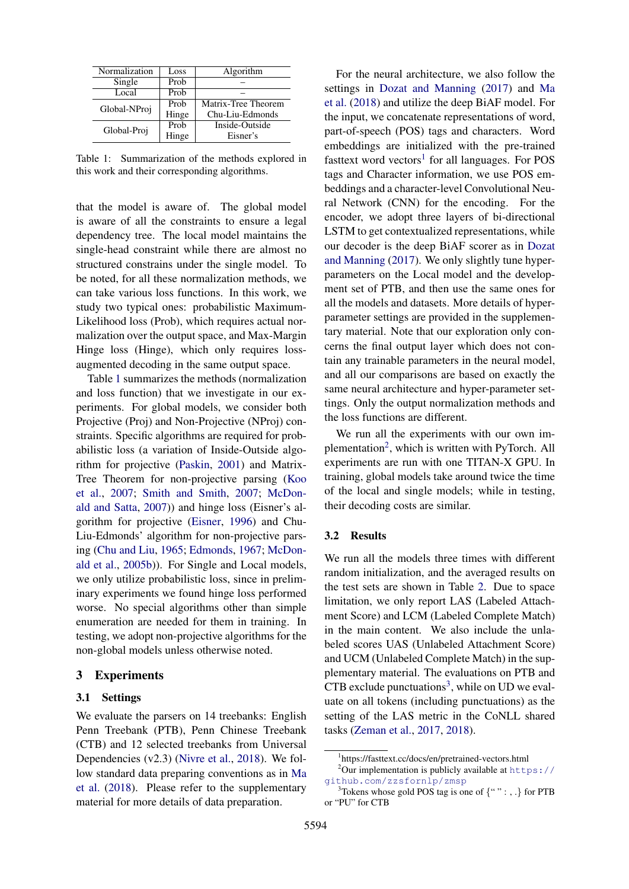| Normalization | Loss | Algorithm |
|---|---|---|
| Single | Prob | – |
| Local | Prob | – |
| Global-NProj | Prob | Matrix-Tree Theorem |
| | Hinge | Chu-Liu-Edmonds |
| Global-Proj | Prob | Inside-Outside |
| | Hinge | Eisner's |

Table 1: Summarization of the methods explored in this work and their corresponding algorithms.

that the model is aware of. The global model is aware of all the constraints to ensure a legal dependency tree. The local model maintains the single-head constraint while there are almost no structured constrains under the single model. To be noted, for all these normalization methods, we can take various loss functions. In this work, we study two typical ones: probabilistic Maximum-Likelihood loss (Prob), which requires actual normalization over the output space, and Max-Margin Hinge loss (Hinge), which only requires loss-augmented decoding in the same output space.

Table 1 summarizes the methods (normalization and loss function) that we investigate in our experiments. For global models, we consider both Projective (Proj) and Non-Projective (NProj) constraints. Specific algorithms are required for probabilistic loss (a variation of Inside-Outside algorithm for projective (Paskin, 2001) and Matrix-Tree Theorem for non-projective parsing (Koo et al., 2007; Smith and Smith, 2007; McDonald and Satta, 2007)) and hinge loss (Eisner's algorithm for projective (Eisner, 1996) and Chu-Liu-Edmonds' algorithm for non-projective parsing (Chu and Liu, 1965; Edmonds, 1967; McDonald et al., 2005b)). For Single and Local models, we only utilize probabilistic loss, since in preliminary experiments we found hinge loss performed worse. No special algorithms other than simple enumeration are needed for them in training. In testing, we adopt non-projective algorithms for the non-global models unless otherwise noted.

## 3 Experiments

### 3.1 Settings

We evaluate the parsers on 14 treebanks: English Penn Treebank (PTB), Penn Chinese Treebank (CTB) and 12 selected treebanks from Universal Dependencies (v2.3) (Nivre et al., 2018). We follow standard data preparing conventions as in Ma et al. (2018). Please refer to the supplementary material for more details of data preparation.

For the neural architecture, we also follow the settings in Dozat and Manning (2017) and Ma et al. (2018) and utilize the deep BiAF model. For the input, we concatenate representations of word, part-of-speech (POS) tags and characters. Word embeddings are initialized with the pre-trained fasttext word vectors[1] for all languages. For POS tags and Character information, we use POS embeddings and a character-level Convolutional Neural Network (CNN) for the encoding. For the encoder, we adopt three layers of bi-directional LSTM to get contextualized representations, while our decoder is the deep BiAF scorer as in Dozat and Manning (2017). We only slightly tune hyper-parameters on the Local model and the development set of PTB, and then use the same ones for all the models and datasets. More details of hyper-parameter settings are provided in the supplementary material. Note that our exploration only concerns the final output layer which does not contain any trainable parameters in the neural model, and all our comparisons are based on exactly the same neural architecture and hyper-parameter settings. Only the output normalization methods and the loss functions are different.

We run all the experiments with our own implementation[2], which is written with PyTorch. All experiments are run with one TITAN-X GPU. In training, global models take around twice the time of the local and single models; while in testing, their decoding costs are similar.

### 3.2 Results

We run all the models three times with different random initialization, and the averaged results on the test sets are shown in Table 2. Due to space limitation, we only report LAS (Labeled Attachment Score) and LCM (Labeled Complete Match) in the main content. We also include the unlabeled scores UAS (Unlabeled Attachment Score) and UCM (Unlabeled Complete Match) in the supplementary material. The evaluations on PTB and CTB exclude punctuations[3], while on UD we evaluate on all tokens (including punctuations) as the setting of the LAS metric in the CoNLL shared tasks (Zeman et al., 2017, 2018).

[1] https://fasttext.cc/docs/en/pretrained-vectors.html

[2] Our implementation is publicly available at https://github.com/zzsfornlp/zmsp

[3] Tokens whose gold POS tag is one of {“ ” : , .} for PTB or “PU” for CTB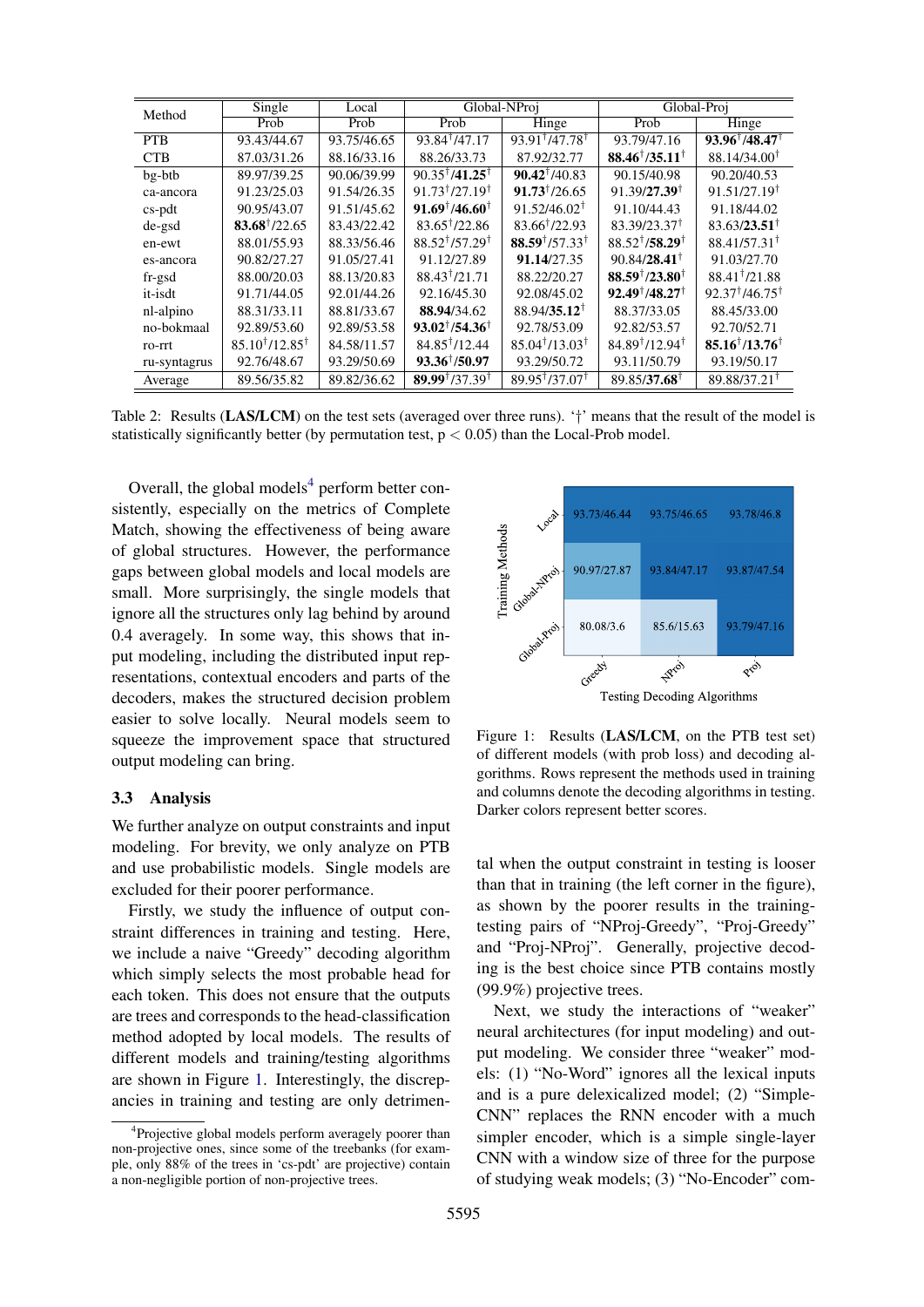| Method | Single | Local | Global-NProj | | Global-Proj | |
|---|---|---|---|---|---|---|
| | Prob | Prob | Prob | Hinge | Prob | Hinge |
| PTB | 93.43/44.67 | 93.75/46.65 | 93.84†/47.17 | 93.91†/47.78† | 93.79/47.16 | **93.96**†/**48.47**† |
| CTB | 87.03/31.26 | 88.16/33.16 | 88.26/33.73 | 87.92/32.77 | **88.46**†/**35.11**† | 88.14/34.00† |
| bg-btb | 89.97/39.25 | 90.06/39.99 | 90.35†/**41.25**† | **90.42**†/40.83 | 90.15/40.98 | 90.20/40.53 |
| ca-ancora | 91.23/25.03 | 91.54/26.35 | 91.73†/27.19† | **91.73**†/26.65 | 91.39/**27.39**† | 91.51/27.19† |
| cs-pdt | 90.95/43.07 | 91.51/45.62 | **91.69**†/**46.60**† | 91.52/46.02† | 91.10/44.43 | 91.18/44.02 |
| de-gsd | **83.68**†/22.65 | 83.43/22.42 | 83.65†/22.86 | 83.66†/22.93 | 83.39/23.37† | 83.63/**23.51**† |
| en-ewt | 88.01/55.93 | 88.33/56.46 | 88.52†/57.29† | **88.59**†/57.33† | 88.52†/**58.29**† | 88.41/57.31† |
| es-ancora | 90.82/27.27 | 91.05/27.41 | 91.12/27.89 | **91.14**/27.35 | 90.84/**28.41**† | 91.03/27.70 |
| fr-gsd | 88.00/20.03 | 88.13/20.83 | 88.43†/21.71 | 88.22/20.27 | **88.59**†/**23.80**† | 88.41†/21.88 |
| it-isdt | 91.71/44.05 | 92.01/44.26 | 92.16/45.30 | 92.08/45.02 | **92.49**†/**48.27**† | 92.37†/46.75† |
| nl-alpino | 88.31/33.11 | 88.81/33.67 | **88.94**/34.62 | 88.94/**35.12**† | 88.37/33.05 | 88.45/33.00 |
| no-bokmaal | 92.89/53.60 | 92.89/53.58 | **93.02**†/**54.36**† | 92.78/53.09 | 92.82/53.57 | 92.70/52.71 |
| ro-rrt | 85.10†/12.85† | 84.58/11.57 | 84.85†/12.44 | 85.04†/13.03† | 84.89†/12.94† | **85.16**†/**13.76**† |
| ru-syntagrus | 92.76/48.67 | 93.29/50.69 | **93.36**†/**50.97** | 93.29/50.72 | 93.11/50.79 | 93.19/50.17 |
| Average | 89.56/35.82 | 89.82/36.62 | **89.99**†/37.39† | 89.95†/37.07† | 89.85/**37.68**† | 89.88/37.21† |

Table 2: Results (**LAS/LCM**) on the test sets (averaged over three runs). '†' means that the result of the model is statistically significantly better (by permutation test, $p < 0.05$) than the Local-Prob model.

Overall, the global models[4] perform better consistently, especially on the metrics of Complete Match, showing the effectiveness of being aware of global structures. However, the performance gaps between global models and local models are small. More surprisingly, the single models that ignore all the structures only lag behind by around 0.4 averagely. In some way, this shows that input modeling, including the distributed input representations, contextual encoders and parts of the decoders, makes the structured decision problem easier to solve locally. Neural models seem to squeeze the improvement space that structured output modeling can bring.

### 3.3 Analysis

We further analyze on output constraints and input modeling. For brevity, we only analyze on PTB and use probabilistic models. Single models are excluded for their poorer performance.

Firstly, we study the influence of output constraint differences in training and testing. Here, we include a naive "Greedy" decoding algorithm which simply selects the most probable head for each token. This does not ensure that the outputs are trees and corresponds to the head-classification method adopted by local models. The results of different models and training/testing algorithms are shown in Figure 1. Interestingly, the discrepancies in training and testing are only detrimental when the output constraint in testing is looser than that in training (the left corner in the figure), as shown by the poorer results in the training-testing pairs of "NProj-Greedy", "Proj-Greedy" and "Proj-NProj". Generally, projective decoding is the best choice since PTB contains mostly (99.9%) projective trees.

| Training Methods \ Testing Decoding Algorithms | Greedy | NProj | Proj |
|---|---|---|---|
| Local | 93.73/46.44 | 93.75/46.65 | 93.78/46.8 |
| Global-NProj | 90.97/27.87 | 93.84/47.17 | 93.87/47.54 |
| Global-Proj | 80.08/3.6 | 85.6/15.63 | 93.79/47.16 |

Figure 1: Results (**LAS/LCM**, on the PTB test set) of different models (with prob loss) and decoding algorithms. Rows represent the methods used in training and columns denote the decoding algorithms in testing. Darker colors represent better scores.

Next, we study the interactions of "weaker" neural architectures (for input modeling) and output modeling. We consider three "weaker" models: (1) "No-Word" ignores all the lexical inputs and is a pure delexicalized model; (2) "Simple-CNN" replaces the RNN encoder with a much simpler encoder, which is a simple single-layer CNN with a window size of three for the purpose of studying weak models; (3) "No-Encoder" com-

[4] Projective global models perform averagely poorer than non-projective ones, since some of the treebanks (for example, only 88% of the trees in 'cs-pdt' are projective) contain a non-negligible portion of non-projective trees.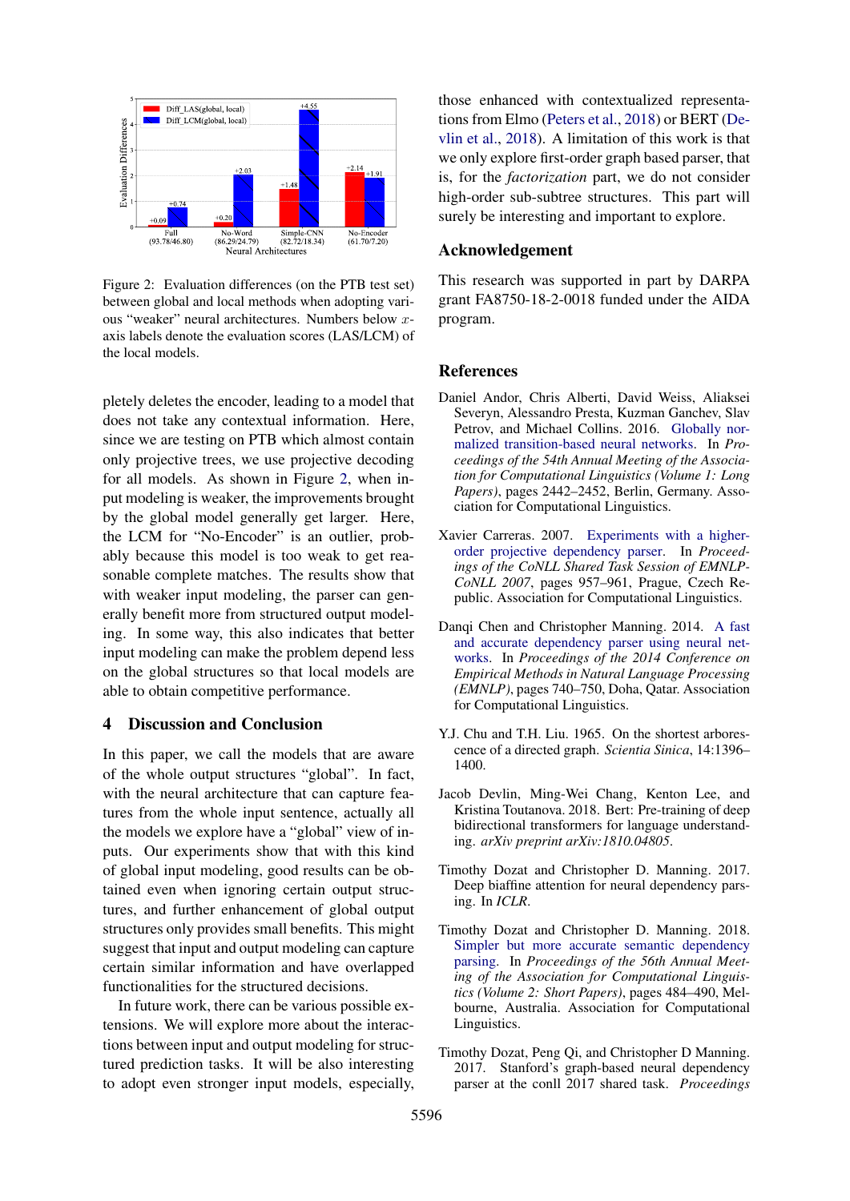Figure 2: Evaluation differences (on the PTB test set) between global and local methods when adopting various "weaker" neural architectures. Numbers below $x$-axis labels denote the evaluation scores (LAS/LCM) of the local models.

pletely deletes the encoder, leading to a model that does not take any contextual information. Here, since we are testing on PTB which almost contain only projective trees, we use projective decoding for all models. As shown in Figure 2, when input modeling is weaker, the improvements brought by the global model generally get larger. Here, the LCM for "No-Encoder" is an outlier, probably because this model is too weak to get reasonable complete matches. The results show that with weaker input modeling, the parser can generally benefit more from structured output modeling. In some way, this also indicates that better input modeling can make the problem depend less on the global structures so that local models are able to obtain competitive performance.

## 4 Discussion and Conclusion

In this paper, we call the models that are aware of the whole output structures "global". In fact, with the neural architecture that can capture features from the whole input sentence, actually all the models we explore have a "global" view of inputs. Our experiments show that with this kind of global input modeling, good results can be obtained even when ignoring certain output structures, and further enhancement of global output structures only provides small benefits. This might suggest that input and output modeling can capture certain similar information and have overlapped functionalities for the structured decisions.

In future work, there can be various possible extensions. We will explore more about the interactions between input and output modeling for structured prediction tasks. It will be also interesting to adopt even stronger input models, especially, those enhanced with contextualized representations from Elmo (Peters et al., 2018) or BERT (Devlin et al., 2018). A limitation of this work is that we only explore first-order graph based parser, that is, for the *factorization* part, we do not consider high-order sub-subtree structures. This part will surely be interesting and important to explore.

## Acknowledgement

This research was supported in part by DARPA grant FA8750-18-2-0018 funded under the AIDA program.

## References

Daniel Andor, Chris Alberti, David Weiss, Aliaksei Severyn, Alessandro Presta, Kuzman Ganchev, Slav Petrov, and Michael Collins. 2016. Globally normalized transition-based neural networks. In *Proceedings of the 54th Annual Meeting of the Association for Computational Linguistics (Volume 1: Long Papers)*, pages 2442–2452, Berlin, Germany. Association for Computational Linguistics.

Xavier Carreras. 2007. Experiments with a higher-order projective dependency parser. In *Proceedings of the CoNLL Shared Task Session of EMNLP-CoNLL 2007*, pages 957–961, Prague, Czech Republic. Association for Computational Linguistics.

Danqi Chen and Christopher Manning. 2014. A fast and accurate dependency parser using neural networks. In *Proceedings of the 2014 Conference on Empirical Methods in Natural Language Processing (EMNLP)*, pages 740–750, Doha, Qatar. Association for Computational Linguistics.

Y.J. Chu and T.H. Liu. 1965. On the shortest arborescence of a directed graph. *Scientia Sinica*, 14:1396–1400.

Jacob Devlin, Ming-Wei Chang, Kenton Lee, and Kristina Toutanova. 2018. Bert: Pre-training of deep bidirectional transformers for language understanding. *arXiv preprint arXiv:1810.04805*.

Timothy Dozat and Christopher D. Manning. 2017. Deep biaffine attention for neural dependency parsing. In *ICLR*.

Timothy Dozat and Christopher D. Manning. 2018. Simpler but more accurate semantic dependency parsing. In *Proceedings of the 56th Annual Meeting of the Association for Computational Linguistics (Volume 2: Short Papers)*, pages 484–490, Melbourne, Australia. Association for Computational Linguistics.

Timothy Dozat, Peng Qi, and Christopher D Manning. 2017. Stanford's graph-based neural dependency parser at the conll 2017 shared task. *Proceedings*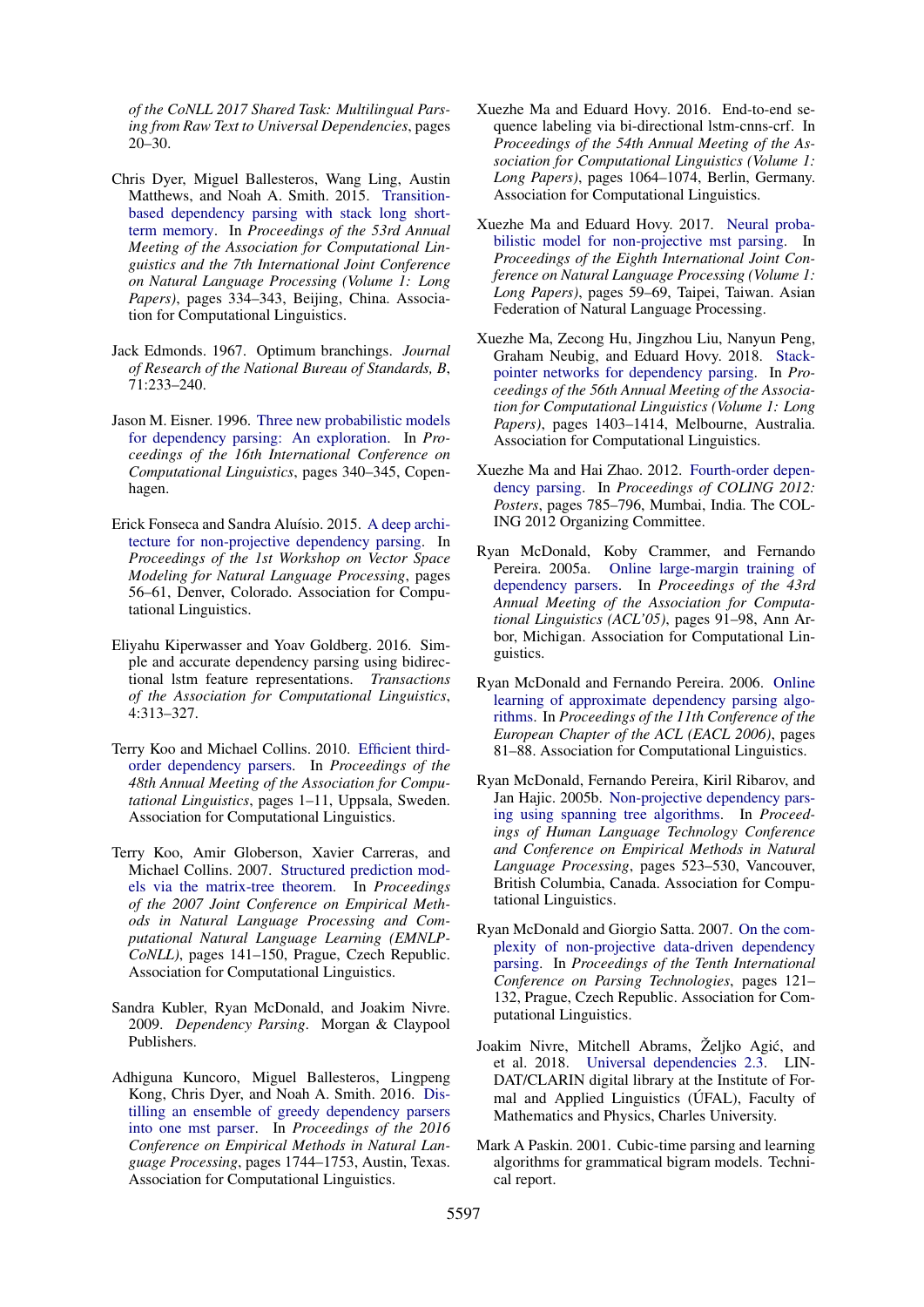*of the CoNLL 2017 Shared Task: Multilingual Parsing from Raw Text to Universal Dependencies*, pages 20–30.

Chris Dyer, Miguel Ballesteros, Wang Ling, Austin Matthews, and Noah A. Smith. 2015. Transition-based dependency parsing with stack long short-term memory. In *Proceedings of the 53rd Annual Meeting of the Association for Computational Linguistics and the 7th International Joint Conference on Natural Language Processing (Volume 1: Long Papers)*, pages 334–343, Beijing, China. Association for Computational Linguistics.

Jack Edmonds. 1967. Optimum branchings. *Journal of Research of the National Bureau of Standards, B*, 71:233–240.

Jason M. Eisner. 1996. Three new probabilistic models for dependency parsing: An exploration. In *Proceedings of the 16th International Conference on Computational Linguistics*, pages 340–345, Copenhagen.

Erick Fonseca and Sandra Aluísio. 2015. A deep architecture for non-projective dependency parsing. In *Proceedings of the 1st Workshop on Vector Space Modeling for Natural Language Processing*, pages 56–61, Denver, Colorado. Association for Computational Linguistics.

Eliyahu Kiperwasser and Yoav Goldberg. 2016. Simple and accurate dependency parsing using bidirectional lstm feature representations. *Transactions of the Association for Computational Linguistics*, 4:313–327.

Terry Koo and Michael Collins. 2010. Efficient third-order dependency parsers. In *Proceedings of the 48th Annual Meeting of the Association for Computational Linguistics*, pages 1–11, Uppsala, Sweden. Association for Computational Linguistics.

Terry Koo, Amir Globerson, Xavier Carreras, and Michael Collins. 2007. Structured prediction models via the matrix-tree theorem. In *Proceedings of the 2007 Joint Conference on Empirical Methods in Natural Language Processing and Computational Natural Language Learning (EMNLP-CoNLL)*, pages 141–150, Prague, Czech Republic. Association for Computational Linguistics.

Sandra Kubler, Ryan McDonald, and Joakim Nivre. 2009. *Dependency Parsing*. Morgan & Claypool Publishers.

Adhiguna Kuncoro, Miguel Ballesteros, Lingpeng Kong, Chris Dyer, and Noah A. Smith. 2016. Distilling an ensemble of greedy dependency parsers into one mst parser. In *Proceedings of the 2016 Conference on Empirical Methods in Natural Language Processing*, pages 1744–1753, Austin, Texas. Association for Computational Linguistics.

Xuezhe Ma and Eduard Hovy. 2016. End-to-end sequence labeling via bi-directional lstm-cnns-crf. In *Proceedings of the 54th Annual Meeting of the Association for Computational Linguistics (Volume 1: Long Papers)*, pages 1064–1074, Berlin, Germany. Association for Computational Linguistics.

Xuezhe Ma and Eduard Hovy. 2017. Neural probabilistic model for non-projective mst parsing. In *Proceedings of the Eighth International Joint Conference on Natural Language Processing (Volume 1: Long Papers)*, pages 59–69, Taipei, Taiwan. Asian Federation of Natural Language Processing.

Xuezhe Ma, Zecong Hu, Jingzhou Liu, Nanyun Peng, Graham Neubig, and Eduard Hovy. 2018. Stack-pointer networks for dependency parsing. In *Proceedings of the 56th Annual Meeting of the Association for Computational Linguistics (Volume 1: Long Papers)*, pages 1403–1414, Melbourne, Australia. Association for Computational Linguistics.

Xuezhe Ma and Hai Zhao. 2012. Fourth-order dependency parsing. In *Proceedings of COLING 2012: Posters*, pages 785–796, Mumbai, India. The COLING 2012 Organizing Committee.

Ryan McDonald, Koby Crammer, and Fernando Pereira. 2005a. Online large-margin training of dependency parsers. In *Proceedings of the 43rd Annual Meeting of the Association for Computational Linguistics (ACL'05)*, pages 91–98, Ann Arbor, Michigan. Association for Computational Linguistics.

Ryan McDonald and Fernando Pereira. 2006. Online learning of approximate dependency parsing algorithms. In *Proceedings of the 11th Conference of the European Chapter of the ACL (EACL 2006)*, pages 81–88. Association for Computational Linguistics.

Ryan McDonald, Fernando Pereira, Kiril Ribarov, and Jan Hajic. 2005b. Non-projective dependency parsing using spanning tree algorithms. In *Proceedings of Human Language Technology Conference and Conference on Empirical Methods in Natural Language Processing*, pages 523–530, Vancouver, British Columbia, Canada. Association for Computational Linguistics.

Ryan McDonald and Giorgio Satta. 2007. On the complexity of non-projective data-driven dependency parsing. In *Proceedings of the Tenth International Conference on Parsing Technologies*, pages 121–132, Prague, Czech Republic. Association for Computational Linguistics.

Joakim Nivre, Mitchell Abrams, Željko Agić, and et al. 2018. Universal dependencies 2.3. LINDAT/CLARIN digital library at the Institute of Formal and Applied Linguistics (ÚFAL), Faculty of Mathematics and Physics, Charles University.

Mark A Paskin. 2001. Cubic-time parsing and learning algorithms for grammatical bigram models. Technical report.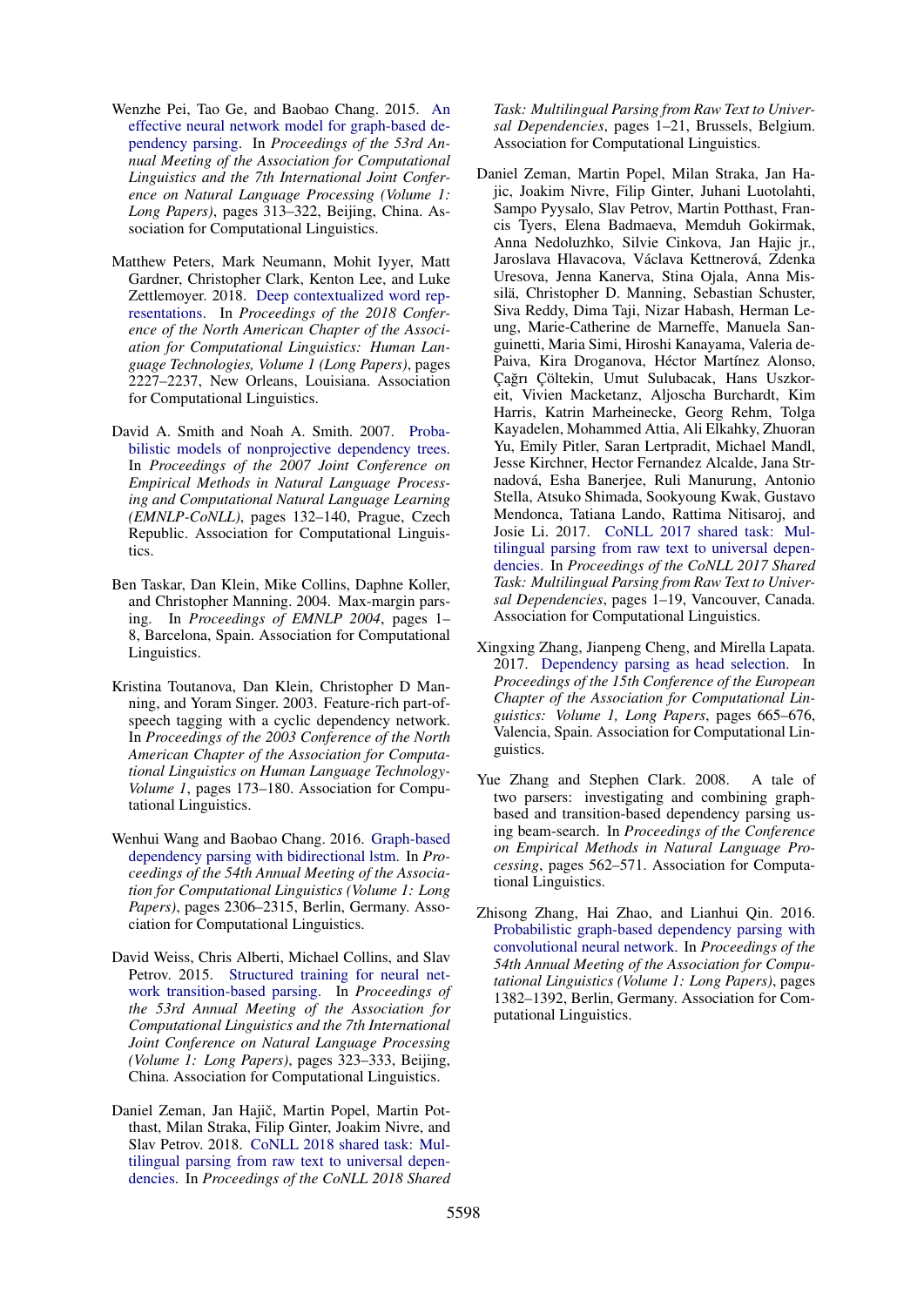Wenzhe Pei, Tao Ge, and Baobao Chang. 2015. An effective neural network model for graph-based dependency parsing. In *Proceedings of the 53rd Annual Meeting of the Association for Computational Linguistics and the 7th International Joint Conference on Natural Language Processing (Volume 1: Long Papers)*, pages 313–322, Beijing, China. Association for Computational Linguistics.

Matthew Peters, Mark Neumann, Mohit Iyyer, Matt Gardner, Christopher Clark, Kenton Lee, and Luke Zettlemoyer. 2018. Deep contextualized word representations. In *Proceedings of the 2018 Conference of the North American Chapter of the Association for Computational Linguistics: Human Language Technologies, Volume 1 (Long Papers)*, pages 2227–2237, New Orleans, Louisiana. Association for Computational Linguistics.

David A. Smith and Noah A. Smith. 2007. Probabilistic models of nonprojective dependency trees. In *Proceedings of the 2007 Joint Conference on Empirical Methods in Natural Language Processing and Computational Natural Language Learning (EMNLP-CoNLL)*, pages 132–140, Prague, Czech Republic. Association for Computational Linguistics.

Ben Taskar, Dan Klein, Mike Collins, Daphne Koller, and Christopher Manning. 2004. Max-margin parsing. In *Proceedings of EMNLP 2004*, pages 1–8, Barcelona, Spain. Association for Computational Linguistics.

Kristina Toutanova, Dan Klein, Christopher D Manning, and Yoram Singer. 2003. Feature-rich part-of-speech tagging with a cyclic dependency network. In *Proceedings of the 2003 Conference of the North American Chapter of the Association for Computational Linguistics on Human Language Technology-Volume 1*, pages 173–180. Association for Computational Linguistics.

Wenhui Wang and Baobao Chang. 2016. Graph-based dependency parsing with bidirectional lstm. In *Proceedings of the 54th Annual Meeting of the Association for Computational Linguistics (Volume 1: Long Papers)*, pages 2306–2315, Berlin, Germany. Association for Computational Linguistics.

David Weiss, Chris Alberti, Michael Collins, and Slav Petrov. 2015. Structured training for neural network transition-based parsing. In *Proceedings of the 53rd Annual Meeting of the Association for Computational Linguistics and the 7th International Joint Conference on Natural Language Processing (Volume 1: Long Papers)*, pages 323–333, Beijing, China. Association for Computational Linguistics.

Daniel Zeman, Jan Hajič, Martin Popel, Martin Potthast, Milan Straka, Filip Ginter, Joakim Nivre, and Slav Petrov. 2018. CoNLL 2018 shared task: Multilingual parsing from raw text to universal dependencies. In *Proceedings of the CoNLL 2018 Shared Task: Multilingual Parsing from Raw Text to Universal Dependencies*, pages 1–21, Brussels, Belgium. Association for Computational Linguistics.

Daniel Zeman, Martin Popel, Milan Straka, Jan Hajic, Joakim Nivre, Filip Ginter, Juhani Luotolahti, Sampo Pyysalo, Slav Petrov, Martin Potthast, Francis Tyers, Elena Badmaeva, Memduh Gokirmak, Anna Nedoluzhko, Silvie Cinkova, Jan Hajic jr., Jaroslava Hlavacova, Václava Kettnerová, Zdenka Uresova, Jenna Kanerva, Stina Ojala, Anna Missilä, Christopher D. Manning, Sebastian Schuster, Siva Reddy, Dima Taji, Nizar Habash, Herman Leung, Marie-Catherine de Marneffe, Manuela Sanguinetti, Maria Simi, Hiroshi Kanayama, Valeria dePaiva, Kira Droganova, Héctor Martínez Alonso, Çağrı Çöltekin, Umut Sulubacak, Hans Uszkoreit, Vivien Macketanz, Aljoscha Burchardt, Kim Harris, Katrin Marheinecke, Georg Rehm, Tolga Kayadelen, Mohammed Attia, Ali Elkahky, Zhuoran Yu, Emily Pitler, Saran Lertpradit, Michael Mandl, Jesse Kirchner, Hector Fernandez Alcalde, Jana Strnadová, Esha Banerjee, Ruli Manurung, Antonio Stella, Atsuko Shimada, Sookyoung Kwak, Gustavo Mendonca, Tatiana Lando, Rattima Nitisaroj, and Josie Li. 2017. CoNLL 2017 shared task: Multilingual parsing from raw text to universal dependencies. In *Proceedings of the CoNLL 2017 Shared Task: Multilingual Parsing from Raw Text to Universal Dependencies*, pages 1–19, Vancouver, Canada. Association for Computational Linguistics.

Xingxing Zhang, Jianpeng Cheng, and Mirella Lapata. 2017. Dependency parsing as head selection. In *Proceedings of the 15th Conference of the European Chapter of the Association for Computational Linguistics: Volume 1, Long Papers*, pages 665–676, Valencia, Spain. Association for Computational Linguistics.

Yue Zhang and Stephen Clark. 2008. A tale of two parsers: investigating and combining graph-based and transition-based dependency parsing using beam-search. In *Proceedings of the Conference on Empirical Methods in Natural Language Processing*, pages 562–571. Association for Computational Linguistics.

Zhisong Zhang, Hai Zhao, and Lianhui Qin. 2016. Probabilistic graph-based dependency parsing with convolutional neural network. In *Proceedings of the 54th Annual Meeting of the Association for Computational Linguistics (Volume 1: Long Papers)*, pages 1382–1392, Berlin, Germany. Association for Computational Linguistics.